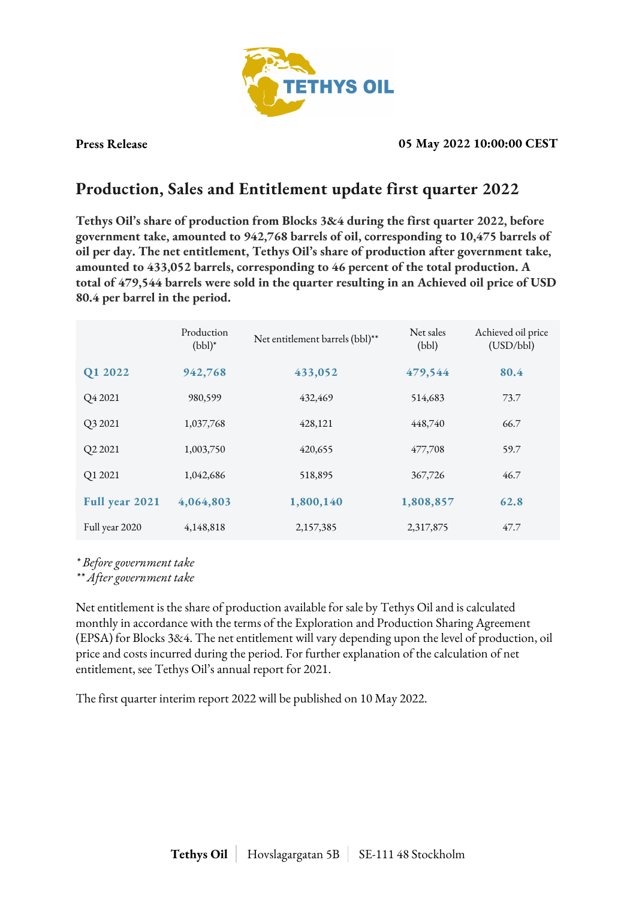**Press Release** **05 May 2022 10:00:00 CEST**

# Production, Sales and Entitlement update first quarter 2022

**Tethys Oil's share of production from Blocks 3&4 during the first quarter 2022, before government take, amounted to 942,768 barrels of oil, corresponding to 10,475 barrels of oil per day. The net entitlement, Tethys Oil's share of production after government take, amounted to 433,052 barrels, corresponding to 46 percent of the total production. A total of 479,544 barrels were sold in the quarter resulting in an Achieved oil price of USD 80.4 per barrel in the period.**

| | Production (bbl)* | Net entitlement barrels (bbl)** | Net sales (bbl) | Achieved oil price (USD/bbl) |
|---|---|---|---|---|
| **Q1 2022** | **942,768** | **433,052** | **479,544** | **80.4** |
| Q4 2021 | 980,599 | 432,469 | 514,683 | 73.7 |
| Q3 2021 | 1,037,768 | 428,121 | 448,740 | 66.7 |
| Q2 2021 | 1,003,750 | 420,655 | 477,708 | 59.7 |
| Q1 2021 | 1,042,686 | 518,895 | 367,726 | 46.7 |
| **Full year 2021** | **4,064,803** | **1,800,140** | **1,808,857** | **62.8** |
| Full year 2020 | 4,148,818 | 2,157,385 | 2,317,875 | 47.7 |

*\* Before government take*
*\*\* After government take*

Net entitlement is the share of production available for sale by Tethys Oil and is calculated monthly in accordance with the terms of the Exploration and Production Sharing Agreement (EPSA) for Blocks 3&4. The net entitlement will vary depending upon the level of production, oil price and costs incurred during the period. For further explanation of the calculation of net entitlement, see Tethys Oil's annual report for 2021.

The first quarter interim report 2022 will be published on 10 May 2022.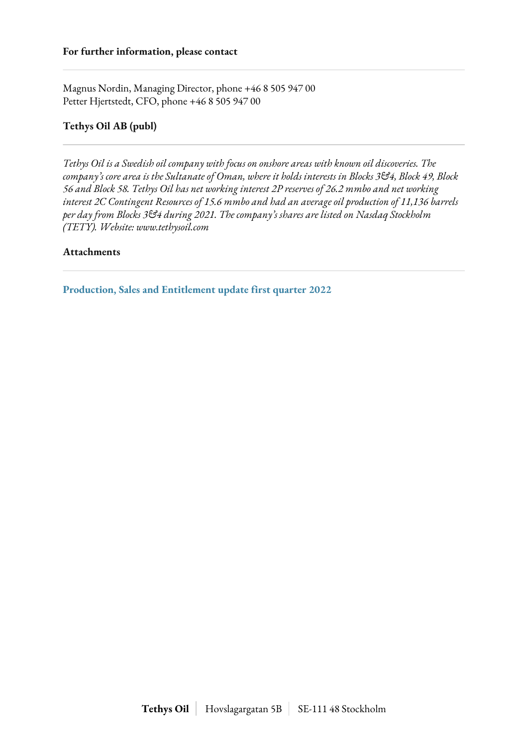**For further information, please contact**

Magnus Nordin, Managing Director, phone +46 8 505 947 00
Petter Hjertstedt, CFO, phone +46 8 505 947 00

**Tethys Oil AB (publ)**

*Tethys Oil is a Swedish oil company with focus on onshore areas with known oil discoveries. The company's core area is the Sultanate of Oman, where it holds interests in Blocks 3&4, Block 49, Block 56 and Block 58. Tethys Oil has net working interest 2P reserves of 26.2 mmbo and net working interest 2C Contingent Resources of 15.6 mmbo and had an average oil production of 11,136 barrels per day from Blocks 3&4 during 2021. The company's shares are listed on Nasdaq Stockholm (TETY). Website: www.tethysoil.com*

**Attachments**

**Production, Sales and Entitlement update first quarter 2022**

**Tethys Oil** Hovslagargatan 5B SE-111 48 Stockholm